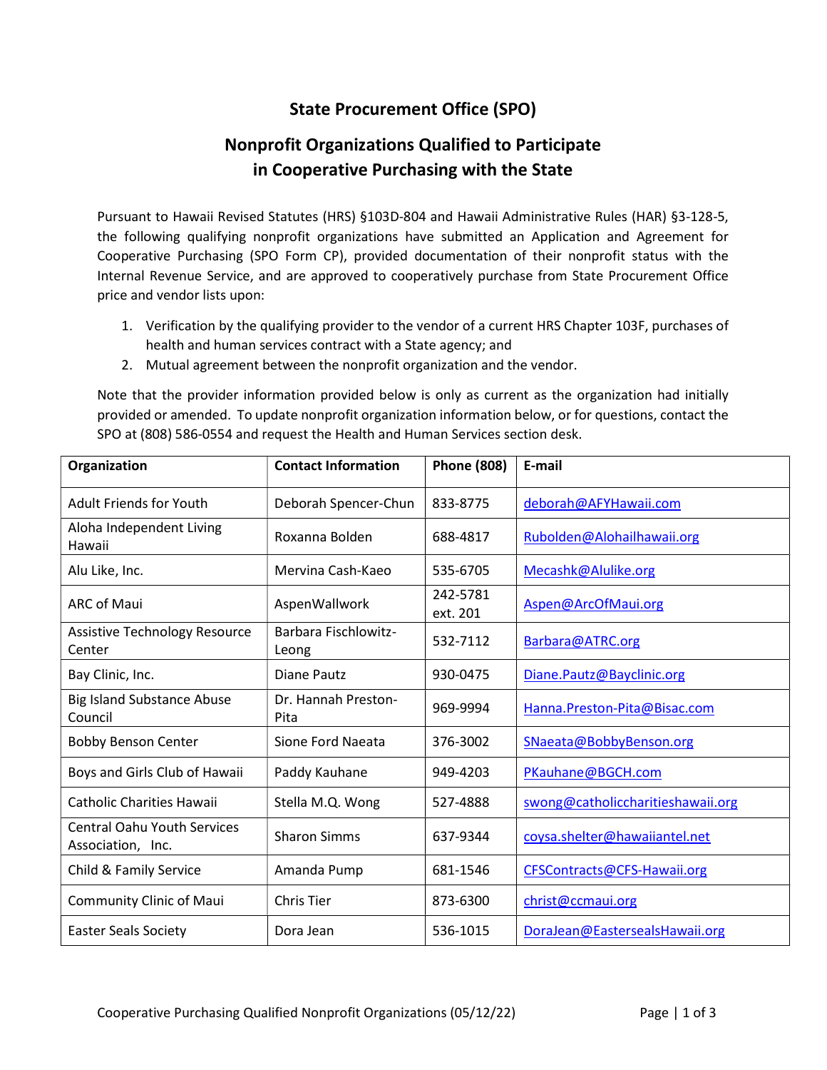# State Procurement Office (SPO)

## Nonprofit Organizations Qualified to Participate in Cooperative Purchasing with the State

Pursuant to Hawaii Revised Statutes (HRS) §103D-804 and Hawaii Administrative Rules (HAR) §3-128-5, the following qualifying nonprofit organizations have submitted an Application and Agreement for Cooperative Purchasing (SPO Form CP), provided documentation of their nonprofit status with the Internal Revenue Service, and are approved to cooperatively purchase from State Procurement Office price and vendor lists upon:

1. Verification by the qualifying provider to the vendor of a current HRS Chapter 103F, purchases of health and human services contract with a State agency; and
2. Mutual agreement between the nonprofit organization and the vendor.

Note that the provider information provided below is only as current as the organization had initially provided or amended. To update nonprofit organization information below, or for questions, contact the SPO at (808) 586-0554 and request the Health and Human Services section desk.

| Organization | Contact Information | Phone (808) | E-mail |
|---|---|---|---|
| Adult Friends for Youth | Deborah Spencer-Chun | 833-8775 | deborah@AFYHawaii.com |
| Aloha Independent Living Hawaii | Roxanna Bolden | 688-4817 | Rubolden@Alohailhawaii.org |
| Alu Like, Inc. | Mervina Cash-Kaeo | 535-6705 | Mecashk@Alulike.org |
| ARC of Maui | AspenWallwork | 242-5781 ext. 201 | Aspen@ArcOfMaui.org |
| Assistive Technology Resource Center | Barbara Fischlowitz-Leong | 532-7112 | Barbara@ATRC.org |
| Bay Clinic, Inc. | Diane Pautz | 930-0475 | Diane.Pautz@Bayclinic.org |
| Big Island Substance Abuse Council | Dr. Hannah Preston-Pita | 969-9994 | Hanna.Preston-Pita@Bisac.com |
| Bobby Benson Center | Sione Ford Naeata | 376-3002 | SNaeata@BobbyBenson.org |
| Boys and Girls Club of Hawaii | Paddy Kauhane | 949-4203 | PKauhane@BGCH.com |
| Catholic Charities Hawaii | Stella M.Q. Wong | 527-4888 | swong@catholiccharitieshawaii.org |
| Central Oahu Youth Services Association, Inc. | Sharon Simms | 637-9344 | coysa.shelter@hawaiiantel.net |
| Child & Family Service | Amanda Pump | 681-1546 | CFSContracts@CFS-Hawaii.org |
| Community Clinic of Maui | Chris Tier | 873-6300 | christ@ccmaui.org |
| Easter Seals Society | Dora Jean | 536-1015 | DoraJean@EastersealsHawaii.org |

Cooperative Purchasing Qualified Nonprofit Organizations (05/12/22)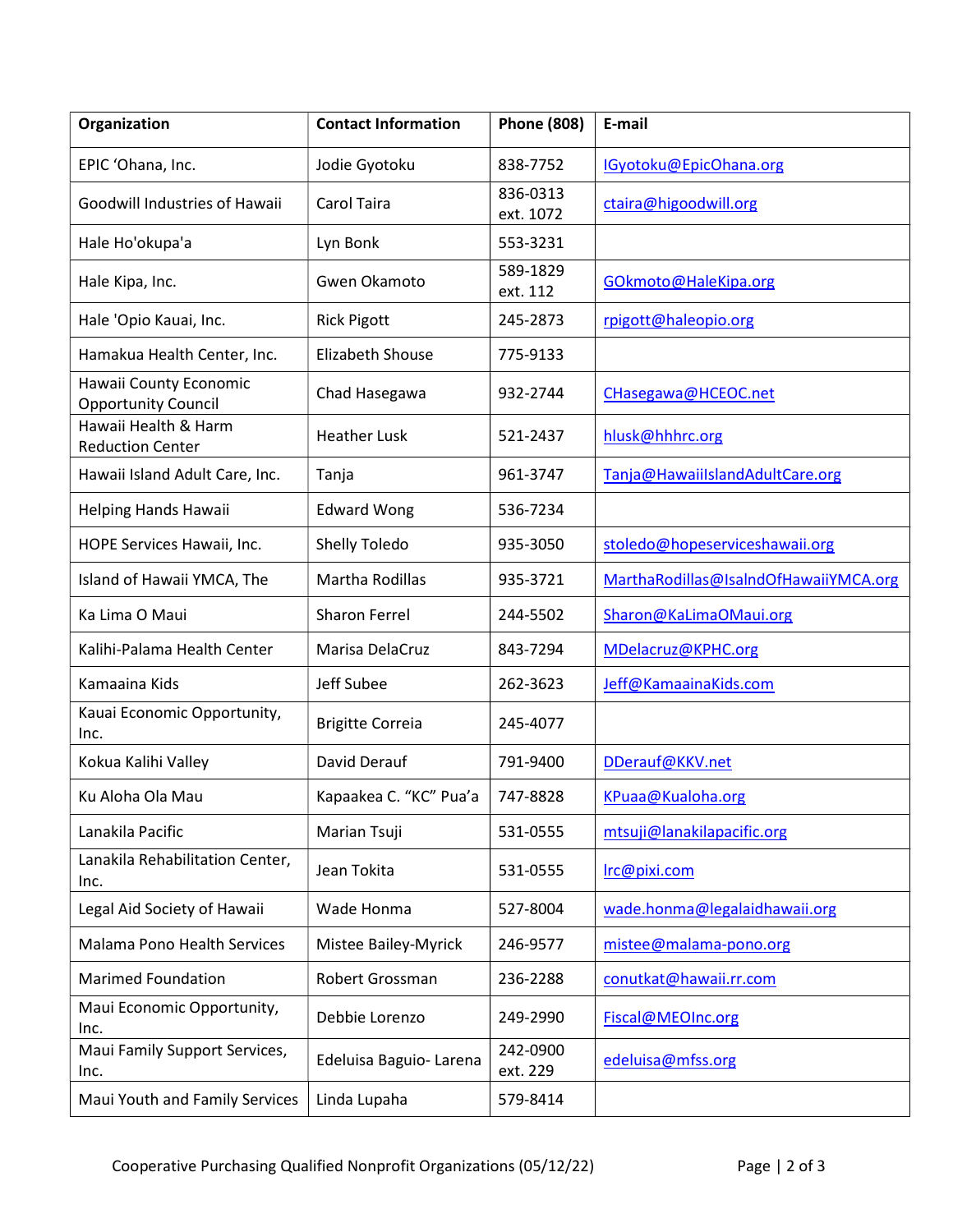| Organization | Contact Information | Phone (808) | E-mail |
|---|---|---|---|
| EPIC 'Ohana, Inc. | Jodie Gyotoku | 838-7752 | IGyotoku@EpicOhana.org |
| Goodwill Industries of Hawaii | Carol Taira | 836-0313 ext. 1072 | ctaira@higoodwill.org |
| Hale Ho'okupa'a | Lyn Bonk | 553-3231 | |
| Hale Kipa, Inc. | Gwen Okamoto | 589-1829 ext. 112 | GOkmoto@HaleKipa.org |
| Hale 'Opio Kauai, Inc. | Rick Pigott | 245-2873 | rpigott@haleopio.org |
| Hamakua Health Center, Inc. | Elizabeth Shouse | 775-9133 | |
| Hawaii County Economic Opportunity Council | Chad Hasegawa | 932-2744 | CHasegawa@HCEOC.net |
| Hawaii Health & Harm Reduction Center | Heather Lusk | 521-2437 | hlusk@hhhrc.org |
| Hawaii Island Adult Care, Inc. | Tanja | 961-3747 | Tanja@HawaiiIslandAdultCare.org |
| Helping Hands Hawaii | Edward Wong | 536-7234 | |
| HOPE Services Hawaii, Inc. | Shelly Toledo | 935-3050 | stoledo@hopeserviceshawaii.org |
| Island of Hawaii YMCA, The | Martha Rodillas | 935-3721 | MarthaRodillas@IsalndOfHawaiiYMCA.org |
| Ka Lima O Maui | Sharon Ferrel | 244-5502 | Sharon@KaLimaOMaui.org |
| Kalihi-Palama Health Center | Marisa DelaCruz | 843-7294 | MDelacruz@KPHC.org |
| Kamaaina Kids | Jeff Subee | 262-3623 | Jeff@KamaainaKids.com |
| Kauai Economic Opportunity, Inc. | Brigitte Correia | 245-4077 | |
| Kokua Kalihi Valley | David Derauf | 791-9400 | DDerauf@KKV.net |
| Ku Aloha Ola Mau | Kapaakea C. "KC" Pua'a | 747-8828 | KPuaa@Kualoha.org |
| Lanakila Pacific | Marian Tsuji | 531-0555 | mtsuji@lanakilapacific.org |
| Lanakila Rehabilitation Center, Inc. | Jean Tokita | 531-0555 | lrc@pixi.com |
| Legal Aid Society of Hawaii | Wade Honma | 527-8004 | wade.honma@legalaidhawaii.org |
| Malama Pono Health Services | Mistee Bailey-Myrick | 246-9577 | mistee@malama-pono.org |
| Marimed Foundation | Robert Grossman | 236-2288 | conutkat@hawaii.rr.com |
| Maui Economic Opportunity, Inc. | Debbie Lorenzo | 249-2990 | Fiscal@MEOInc.org |
| Maui Family Support Services, Inc. | Edeluisa Baguio- Larena | 242-0900 ext. 229 | edeluisa@mfss.org |
| Maui Youth and Family Services | Linda Lupaha | 579-8414 | |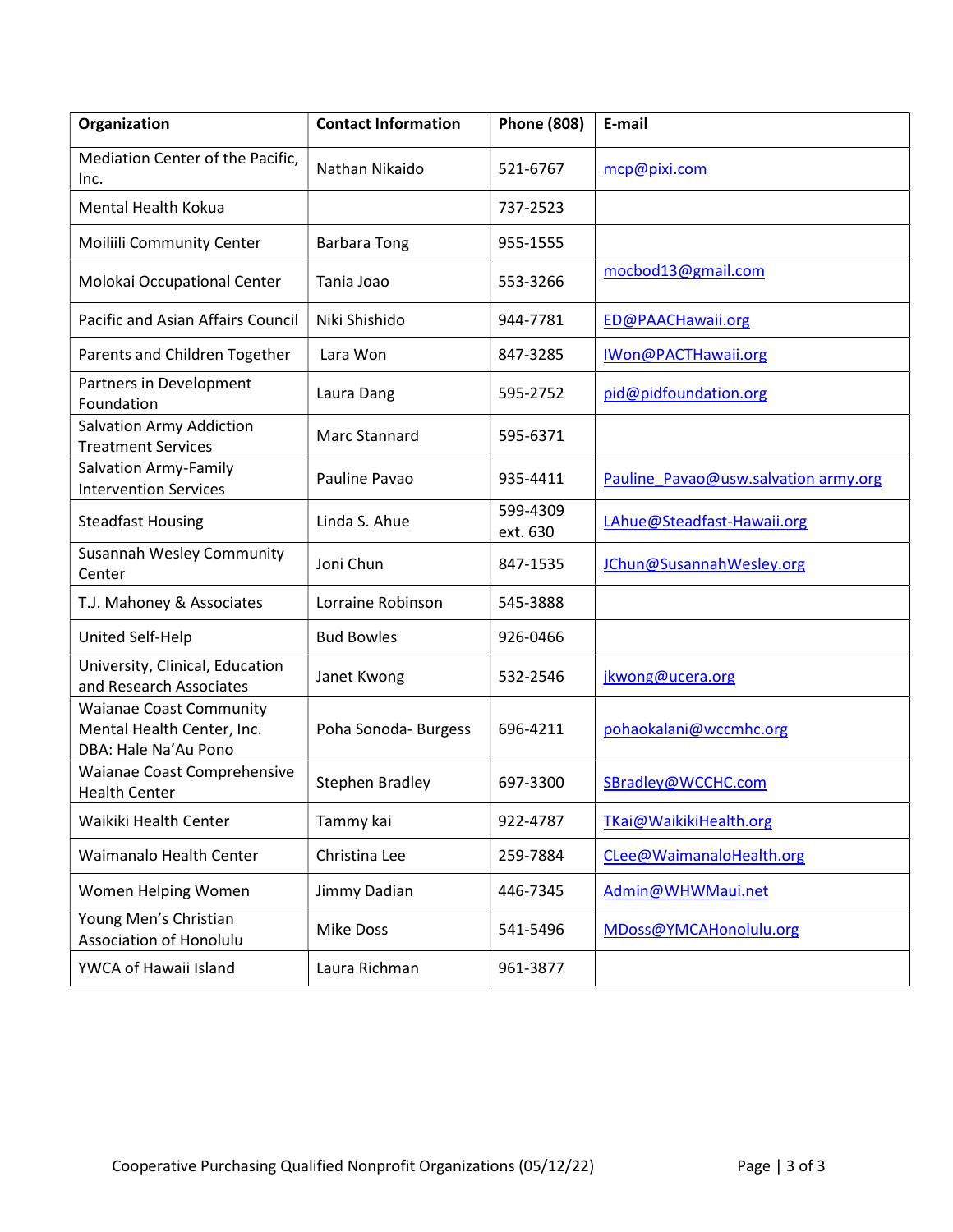| Organization | Contact Information | Phone (808) | E-mail |
| --- | --- | --- | --- |
| Mediation Center of the Pacific, Inc. | Nathan Nikaido | 521-6767 | mcp@pixi.com |
| Mental Health Kokua | | 737-2523 | |
| Moiliili Community Center | Barbara Tong | 955-1555 | |
| Molokai Occupational Center | Tania Joao | 553-3266 | mocbod13@gmail.com |
| Pacific and Asian Affairs Council | Niki Shishido | 944-7781 | ED@PAACHawaii.org |
| Parents and Children Together | Lara Won | 847-3285 | lWon@PACTHawaii.org |
| Partners in Development Foundation | Laura Dang | 595-2752 | pid@pidfoundation.org |
| Salvation Army Addiction Treatment Services | Marc Stannard | 595-6371 | |
| Salvation Army-Family Intervention Services | Pauline Pavao | 935-4411 | Pauline_Pavao@usw.salvation army.org |
| Steadfast Housing | Linda S. Ahue | 599-4309 ext. 630 | LAhue@Steadfast-Hawaii.org |
| Susannah Wesley Community Center | Joni Chun | 847-1535 | JChun@SusannahWesley.org |
| T.J. Mahoney & Associates | Lorraine Robinson | 545-3888 | |
| United Self-Help | Bud Bowles | 926-0466 | |
| University, Clinical, Education and Research Associates | Janet Kwong | 532-2546 | jkwong@ucera.org |
| Waianae Coast Community Mental Health Center, Inc. DBA: Hale Na'Au Pono | Poha Sonoda- Burgess | 696-4211 | pohaokalani@wccmhc.org |
| Waianae Coast Comprehensive Health Center | Stephen Bradley | 697-3300 | SBradley@WCCHC.com |
| Waikiki Health Center | Tammy kai | 922-4787 | TKai@WaikikiHealth.org |
| Waimanalo Health Center | Christina Lee | 259-7884 | CLee@WaimanaloHealth.org |
| Women Helping Women | Jimmy Dadian | 446-7345 | Admin@WHWMaui.net |
| Young Men's Christian Association of Honolulu | Mike Doss | 541-5496 | MDoss@YMCAHonolulu.org |
| YWCA of Hawaii Island | Laura Richman | 961-3877 | |